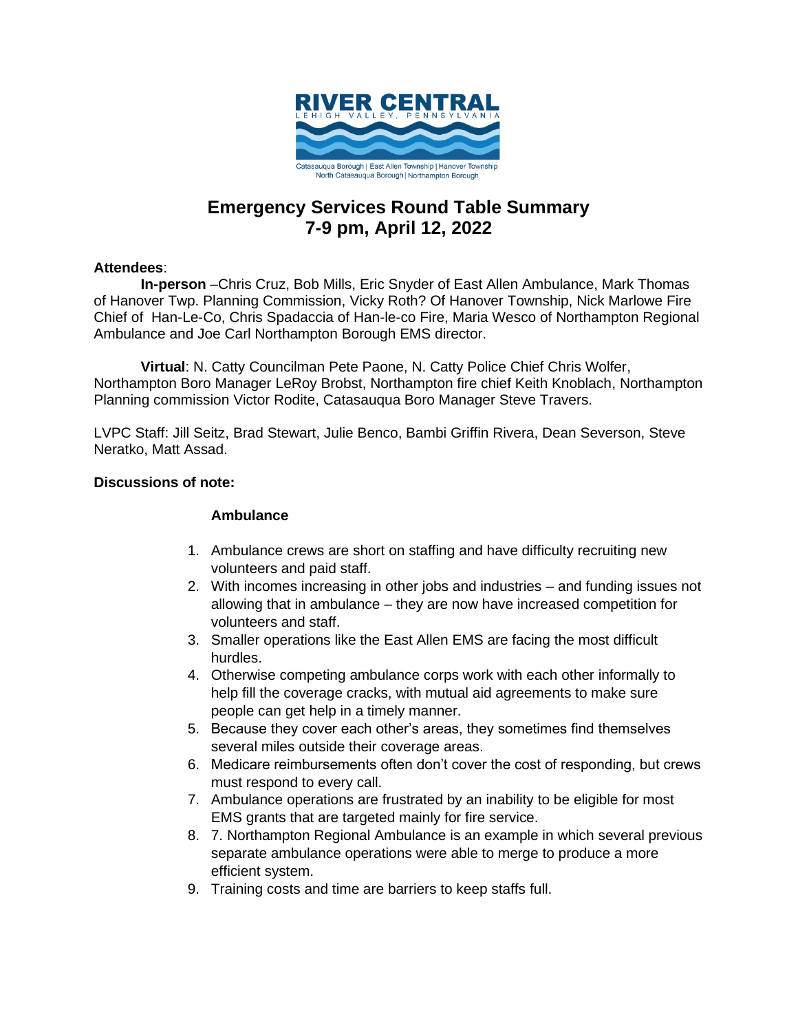RIVER CENTRAL
LEHIGH VALLEY, PENNSYLVANIA

Catasauqua Borough | East Allen Township | Hanover Township
North Catasauqua Borough | Northampton Borough

# Emergency Services Round Table Summary
# 7-9 pm, April 12, 2022

**Attendees**:

**In-person** –Chris Cruz, Bob Mills, Eric Snyder of East Allen Ambulance, Mark Thomas of Hanover Twp. Planning Commission, Vicky Roth? Of Hanover Township, Nick Marlowe Fire Chief of Han-Le-Co, Chris Spadaccia of Han-le-co Fire, Maria Wesco of Northampton Regional Ambulance and Joe Carl Northampton Borough EMS director.

**Virtual**: N. Catty Councilman Pete Paone, N. Catty Police Chief Chris Wolfer, Northampton Boro Manager LeRoy Brobst, Northampton fire chief Keith Knoblach, Northampton Planning commission Victor Rodite, Catasauqua Boro Manager Steve Travers.

LVPC Staff: Jill Seitz, Brad Stewart, Julie Benco, Bambi Griffin Rivera, Dean Severson, Steve Neratko, Matt Assad.

**Discussions of note:**

**Ambulance**

1. Ambulance crews are short on staffing and have difficulty recruiting new volunteers and paid staff.
2. With incomes increasing in other jobs and industries – and funding issues not allowing that in ambulance – they are now have increased competition for volunteers and staff.
3. Smaller operations like the East Allen EMS are facing the most difficult hurdles.
4. Otherwise competing ambulance corps work with each other informally to help fill the coverage cracks, with mutual aid agreements to make sure people can get help in a timely manner.
5. Because they cover each other's areas, they sometimes find themselves several miles outside their coverage areas.
6. Medicare reimbursements often don't cover the cost of responding, but crews must respond to every call.
7. Ambulance operations are frustrated by an inability to be eligible for most EMS grants that are targeted mainly for fire service.
8. 7. Northampton Regional Ambulance is an example in which several previous separate ambulance operations were able to merge to produce a more efficient system.
9. Training costs and time are barriers to keep staffs full.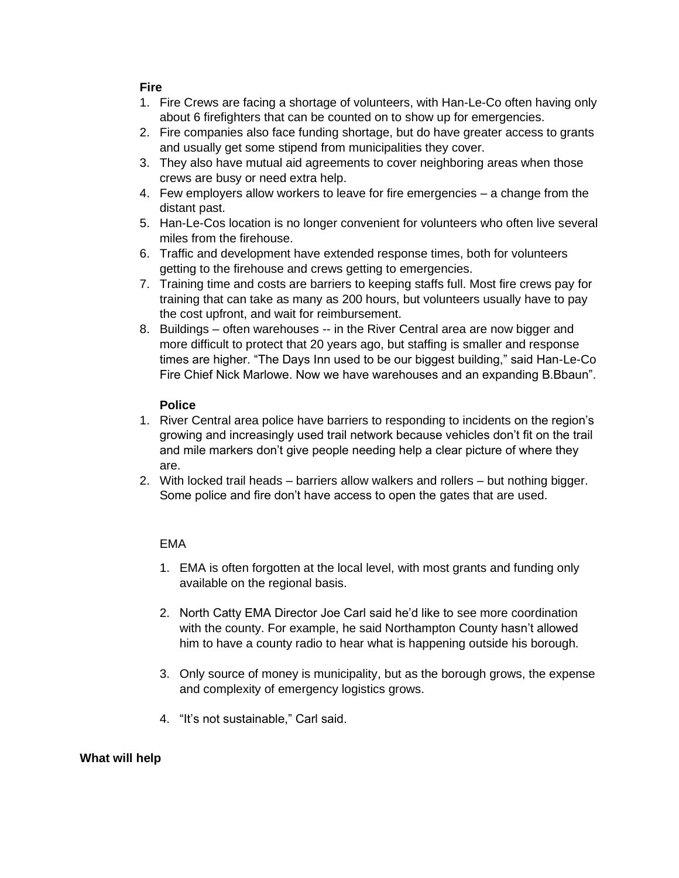**Fire**

1. Fire Crews are facing a shortage of volunteers, with Han-Le-Co often having only about 6 firefighters that can be counted on to show up for emergencies.
2. Fire companies also face funding shortage, but do have greater access to grants and usually get some stipend from municipalities they cover.
3. They also have mutual aid agreements to cover neighboring areas when those crews are busy or need extra help.
4. Few employers allow workers to leave for fire emergencies – a change from the distant past.
5. Han-Le-Cos location is no longer convenient for volunteers who often live several miles from the firehouse.
6. Traffic and development have extended response times, both for volunteers getting to the firehouse and crews getting to emergencies.
7. Training time and costs are barriers to keeping staffs full. Most fire crews pay for training that can take as many as 200 hours, but volunteers usually have to pay the cost upfront, and wait for reimbursement.
8. Buildings – often warehouses -- in the River Central area are now bigger and more difficult to protect that 20 years ago, but staffing is smaller and response times are higher. "The Days Inn used to be our biggest building," said Han-Le-Co Fire Chief Nick Marlowe. Now we have warehouses and an expanding B.Bbaun".

**Police**

1. River Central area police have barriers to responding to incidents on the region's growing and increasingly used trail network because vehicles don't fit on the trail and mile markers don't give people needing help a clear picture of where they are.
2. With locked trail heads – barriers allow walkers and rollers – but nothing bigger. Some police and fire don't have access to open the gates that are used.

EMA

1. EMA is often forgotten at the local level, with most grants and funding only available on the regional basis.
2. North Catty EMA Director Joe Carl said he'd like to see more coordination with the county. For example, he said Northampton County hasn't allowed him to have a county radio to hear what is happening outside his borough.
3. Only source of money is municipality, but as the borough grows, the expense and complexity of emergency logistics grows.
4. "It's not sustainable," Carl said.

**What will help**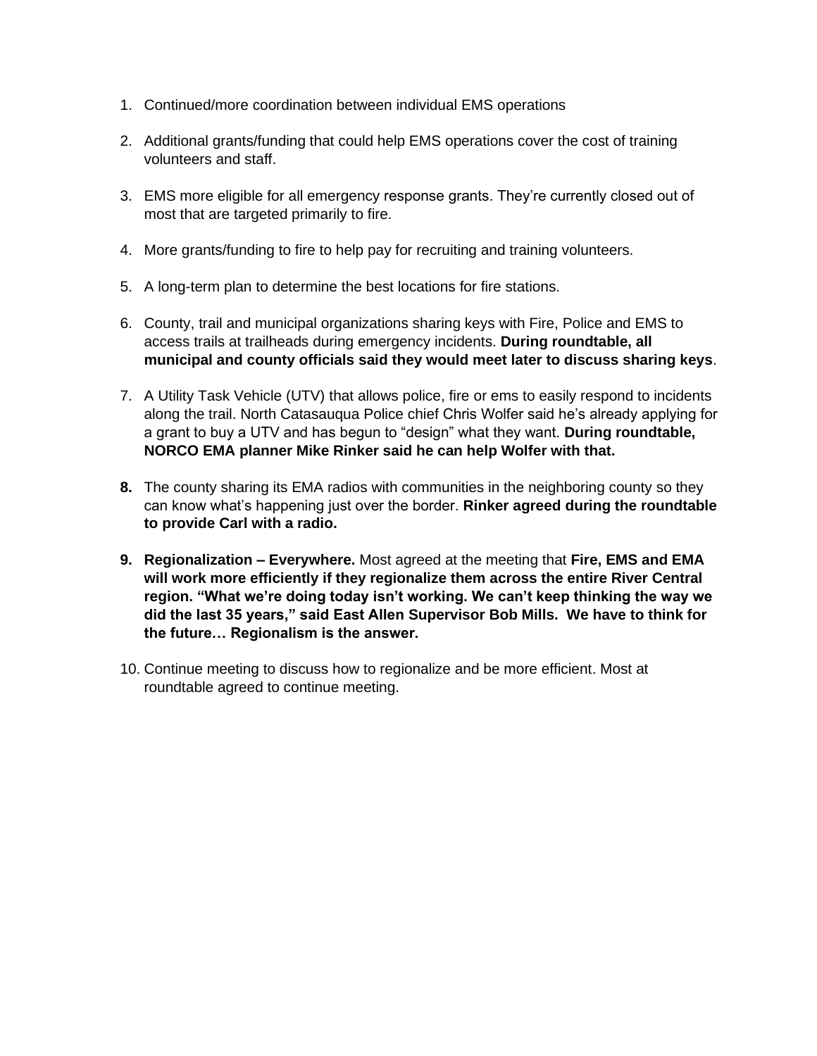1. Continued/more coordination between individual EMS operations

2. Additional grants/funding that could help EMS operations cover the cost of training volunteers and staff.

3. EMS more eligible for all emergency response grants. They're currently closed out of most that are targeted primarily to fire.

4. More grants/funding to fire to help pay for recruiting and training volunteers.

5. A long-term plan to determine the best locations for fire stations.

6. County, trail and municipal organizations sharing keys with Fire, Police and EMS to access trails at trailheads during emergency incidents. **During roundtable, all municipal and county officials said they would meet later to discuss sharing keys**.

7. A Utility Task Vehicle (UTV) that allows police, fire or ems to easily respond to incidents along the trail. North Catasauqua Police chief Chris Wolfer said he's already applying for a grant to buy a UTV and has begun to "design" what they want. **During roundtable, NORCO EMA planner Mike Rinker said he can help Wolfer with that.**

8. The county sharing its EMA radios with communities in the neighboring county so they can know what's happening just over the border. **Rinker agreed during the roundtable to provide Carl with a radio.**

9. **Regionalization – Everywhere.** Most agreed at the meeting that **Fire, EMS and EMA will work more efficiently if they regionalize them across the entire River Central region. "What we're doing today isn't working. We can't keep thinking the way we did the last 35 years," said East Allen Supervisor Bob Mills. We have to think for the future… Regionalism is the answer.**

10. Continue meeting to discuss how to regionalize and be more efficient. Most at roundtable agreed to continue meeting.